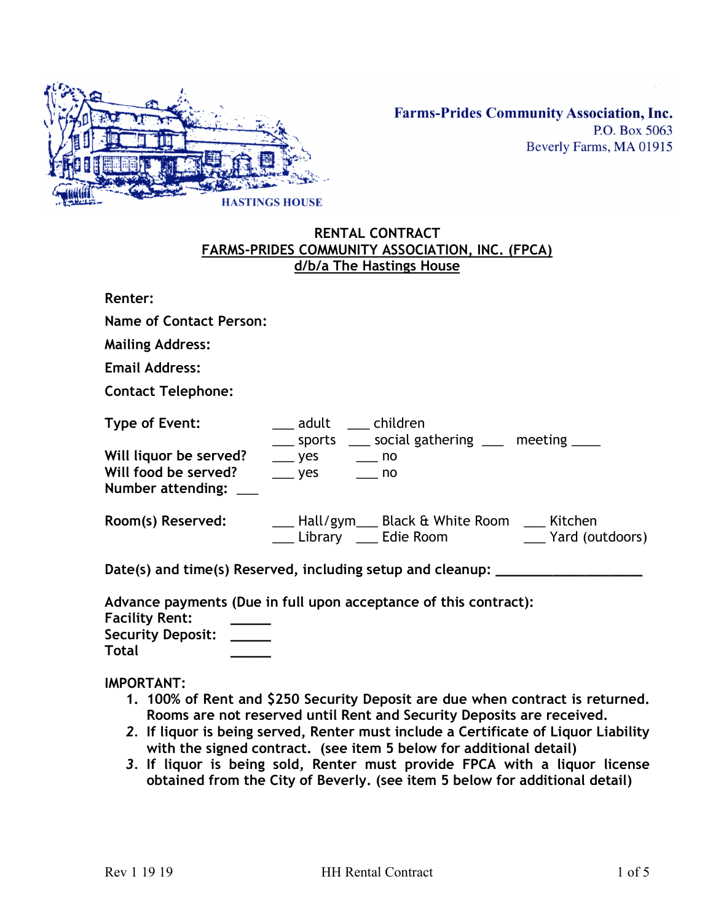**Farms-Prides Community Association, Inc.**
P.O. Box 5063
Beverly Farms, MA 01915

HASTINGS HOUSE

## RENTAL CONTRACT
## FARMS-PRIDES COMMUNITY ASSOCIATION, INC. (FPCA)
## d/b/a The Hastings House

**Renter:**

**Name of Contact Person:**

**Mailing Address:**

**Email Address:**

**Contact Telephone:**

**Type of Event:** ___ adult ___ children
___ sports ___ social gathering ___ meeting ____

**Will liquor be served?** ___ yes ___ no

**Will food be served?** ___ yes ___ no

**Number attending:** ___

**Room(s) Reserved:** ___ Hall/gym ___ Black & White Room ___ Kitchen
___ Library ___ Edie Room ___ Yard (outdoors)

**Date(s) and time(s) Reserved, including setup and cleanup:** ____________________

**Advance payments (Due in full upon acceptance of this contract):**
**Facility Rent:** _____
**Security Deposit:** _____
**Total** _____

**IMPORTANT:**

1. **100% of Rent and $250 Security Deposit are due when contract is returned. Rooms are not reserved until Rent and Security Deposits are received.**
2. **If liquor is being served, Renter must include a Certificate of Liquor Liability with the signed contract. (see item 5 below for additional detail)**
3. **If liquor is being sold, Renter must provide FPCA with a liquor license obtained from the City of Beverly. (see item 5 below for additional detail)**

Rev 1 19 19 HH Rental Contract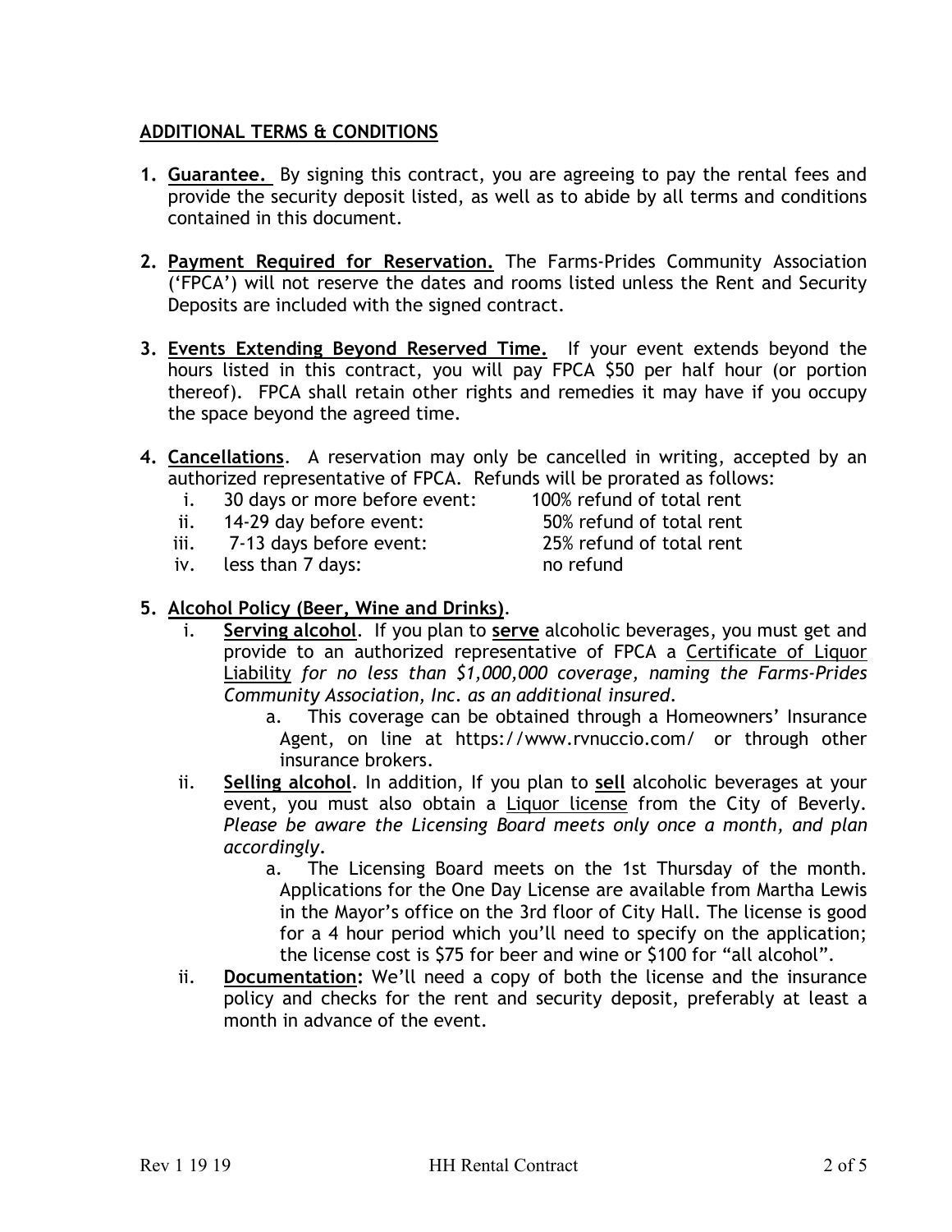**ADDITIONAL TERMS & CONDITIONS**

1. **Guarantee.** By signing this contract, you are agreeing to pay the rental fees and provide the security deposit listed, as well as to abide by all terms and conditions contained in this document.

2. **Payment Required for Reservation.** The Farms-Prides Community Association ('FPCA') will not reserve the dates and rooms listed unless the Rent and Security Deposits are included with the signed contract.

3. **Events Extending Beyond Reserved Time.** If your event extends beyond the hours listed in this contract, you will pay FPCA $50 per half hour (or portion thereof). FPCA shall retain other rights and remedies it may have if you occupy the space beyond the agreed time.

4. **Cancellations**. A reservation may only be cancelled in writing, accepted by an authorized representative of FPCA. Refunds will be prorated as follows:
   - i. 30 days or more before event: 100% refund of total rent
   - ii. 14-29 day before event: 50% refund of total rent
   - iii. 7-13 days before event: 25% refund of total rent
   - iv. less than 7 days: no refund

5. **Alcohol Policy (Beer, Wine and Drinks)**.
   - i. **Serving alcohol**. If you plan to **serve** alcoholic beverages, you must get and provide to an authorized representative of FPCA a Certificate of Liquor Liability *for no less than $1,000,000 coverage, naming the Farms-Prides Community Association, Inc. as an additional insured.*
     - a. This coverage can be obtained through a Homeowners' Insurance Agent, on line at https://www.rvnuccio.com/ or through other insurance brokers.
   - ii. **Selling alcohol**. In addition, If you plan to **sell** alcoholic beverages at your event, you must also obtain a Liquor license from the City of Beverly. *Please be aware the Licensing Board meets only once a month, and plan accordingly.*
     - a. The Licensing Board meets on the 1st Thursday of the month. Applications for the One Day License are available from Martha Lewis in the Mayor's office on the 3rd floor of City Hall. The license is good for a 4 hour period which you'll need to specify on the application; the license cost is $75 for beer and wine or $100 for "all alcohol".
   - ii. **Documentation:** We'll need a copy of both the license and the insurance policy and checks for the rent and security deposit, preferably at least a month in advance of the event.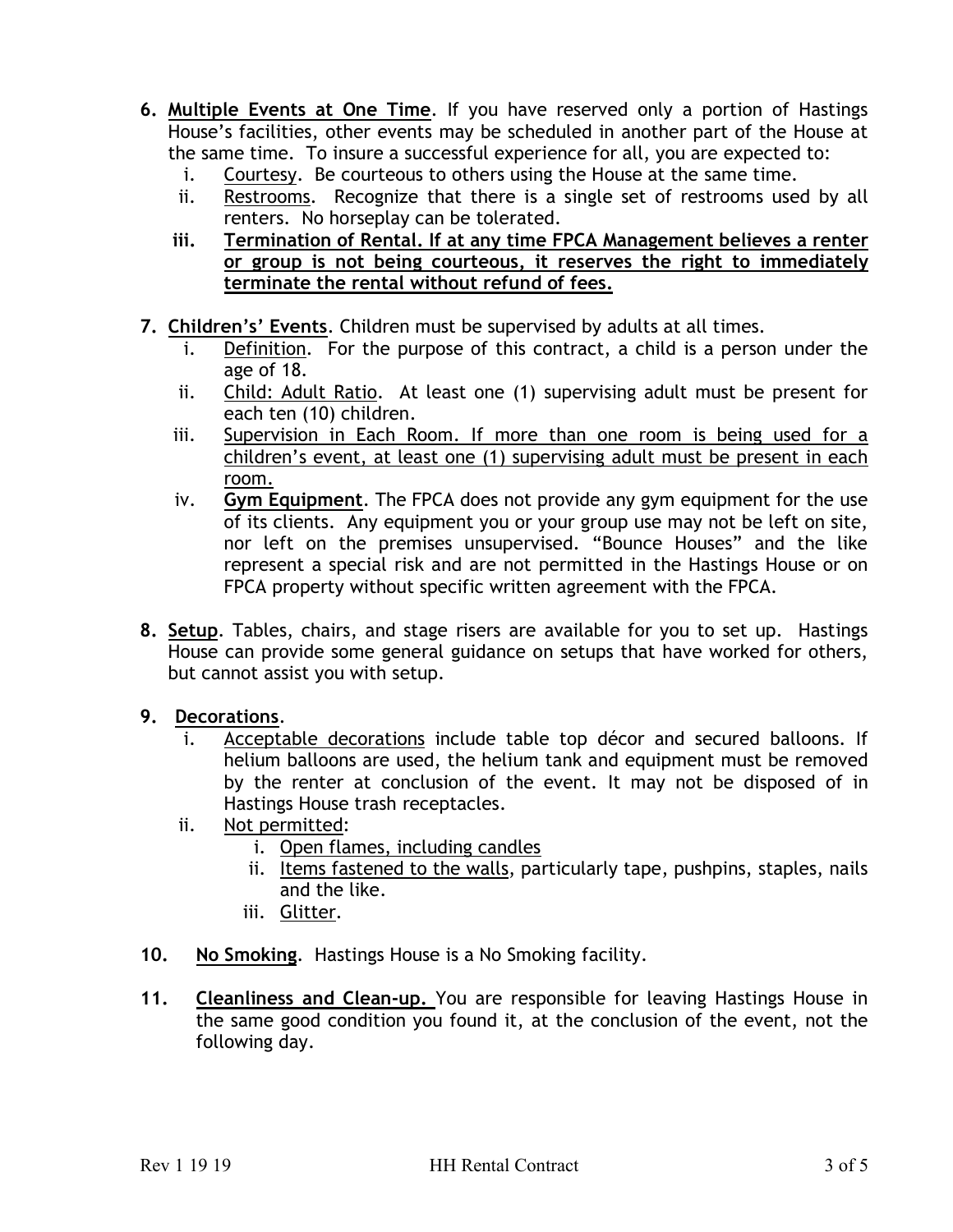6. **Multiple Events at One Time**. If you have reserved only a portion of Hastings House's facilities, other events may be scheduled in another part of the House at the same time. To insure a successful experience for all, you are expected to:
   i. Courtesy. Be courteous to others using the House at the same time.
   ii. Restrooms. Recognize that there is a single set of restrooms used by all renters. No horseplay can be tolerated.
   iii. **Termination of Rental. If at any time FPCA Management believes a renter or group is not being courteous, it reserves the right to immediately terminate the rental without refund of fees.**

7. **Children's' Events**. Children must be supervised by adults at all times.
   i. Definition. For the purpose of this contract, a child is a person under the age of 18.
   ii. Child: Adult Ratio. At least one (1) supervising adult must be present for each ten (10) children.
   iii. Supervision in Each Room. If more than one room is being used for a children's event, at least one (1) supervising adult must be present in each room.
   iv. **Gym Equipment**. The FPCA does not provide any gym equipment for the use of its clients. Any equipment you or your group use may not be left on site, nor left on the premises unsupervised. "Bounce Houses" and the like represent a special risk and are not permitted in the Hastings House or on FPCA property without specific written agreement with the FPCA.

8. **Setup**. Tables, chairs, and stage risers are available for you to set up. Hastings House can provide some general guidance on setups that have worked for others, but cannot assist you with setup.

9. **Decorations**.
   i. Acceptable decorations include table top décor and secured balloons. If helium balloons are used, the helium tank and equipment must be removed by the renter at conclusion of the event. It may not be disposed of in Hastings House trash receptacles.
   ii. Not permitted:
      i. Open flames, including candles
      ii. Items fastened to the walls, particularly tape, pushpins, staples, nails and the like.
      iii. Glitter.

10. **No Smoking**. Hastings House is a No Smoking facility.

11. **Cleanliness and Clean-up.** You are responsible for leaving Hastings House in the same good condition you found it, at the conclusion of the event, not the following day.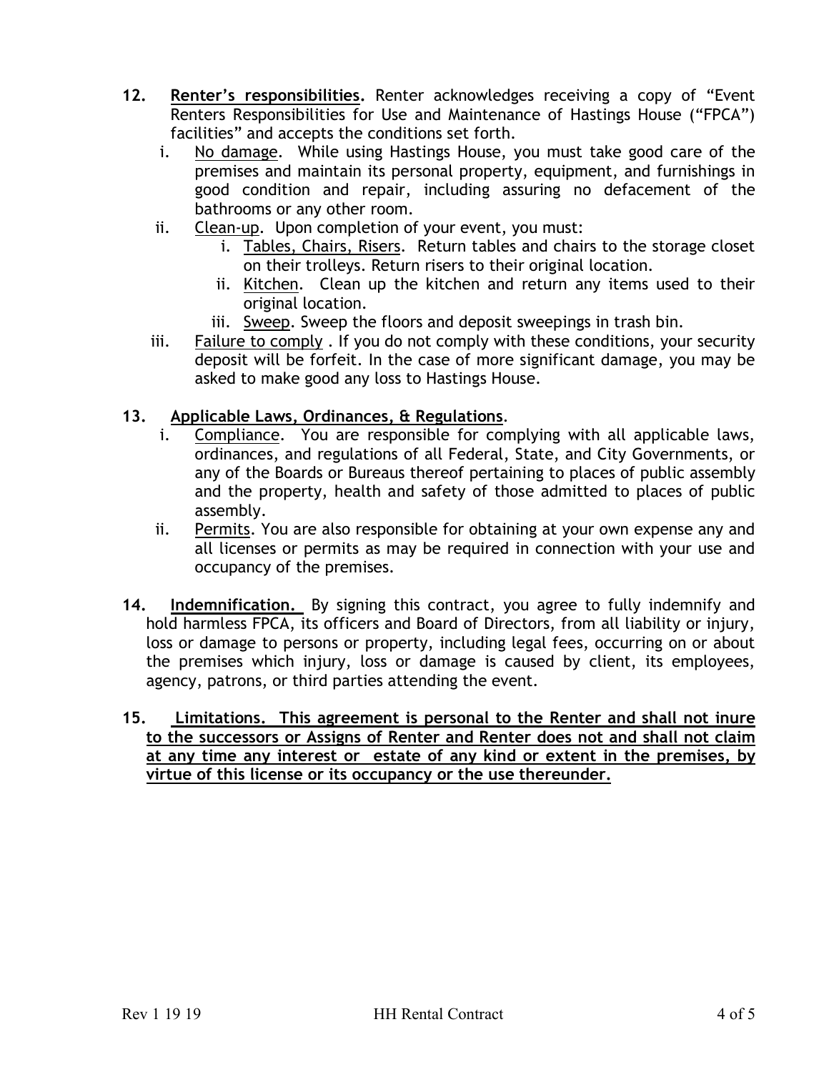**12. Renter's responsibilities.** Renter acknowledges receiving a copy of "Event Renters Responsibilities for Use and Maintenance of Hastings House ("FPCA") facilities" and accepts the conditions set forth.

- i. No damage. While using Hastings House, you must take good care of the premises and maintain its personal property, equipment, and furnishings in good condition and repair, including assuring no defacement of the bathrooms or any other room.
- ii. Clean-up. Upon completion of your event, you must:
    - i. Tables, Chairs, Risers. Return tables and chairs to the storage closet on their trolleys. Return risers to their original location.
    - ii. Kitchen. Clean up the kitchen and return any items used to their original location.
    - iii. Sweep. Sweep the floors and deposit sweepings in trash bin.
- iii. Failure to comply . If you do not comply with these conditions, your security deposit will be forfeit. In the case of more significant damage, you may be asked to make good any loss to Hastings House.

**13. Applicable Laws, Ordinances, & Regulations.**

- i. Compliance. You are responsible for complying with all applicable laws, ordinances, and regulations of all Federal, State, and City Governments, or any of the Boards or Bureaus thereof pertaining to places of public assembly and the property, health and safety of those admitted to places of public assembly.
- ii. Permits. You are also responsible for obtaining at your own expense any and all licenses or permits as may be required in connection with your use and occupancy of the premises.

**14. Indemnification.** By signing this contract, you agree to fully indemnify and hold harmless FPCA, its officers and Board of Directors, from all liability or injury, loss or damage to persons or property, including legal fees, occurring on or about the premises which injury, loss or damage is caused by client, its employees, agency, patrons, or third parties attending the event.

**15. Limitations. This agreement is personal to the Renter and shall not inure to the successors or Assigns of Renter and Renter does not and shall not claim at any time any interest or estate of any kind or extent in the premises, by virtue of this license or its occupancy or the use thereunder.**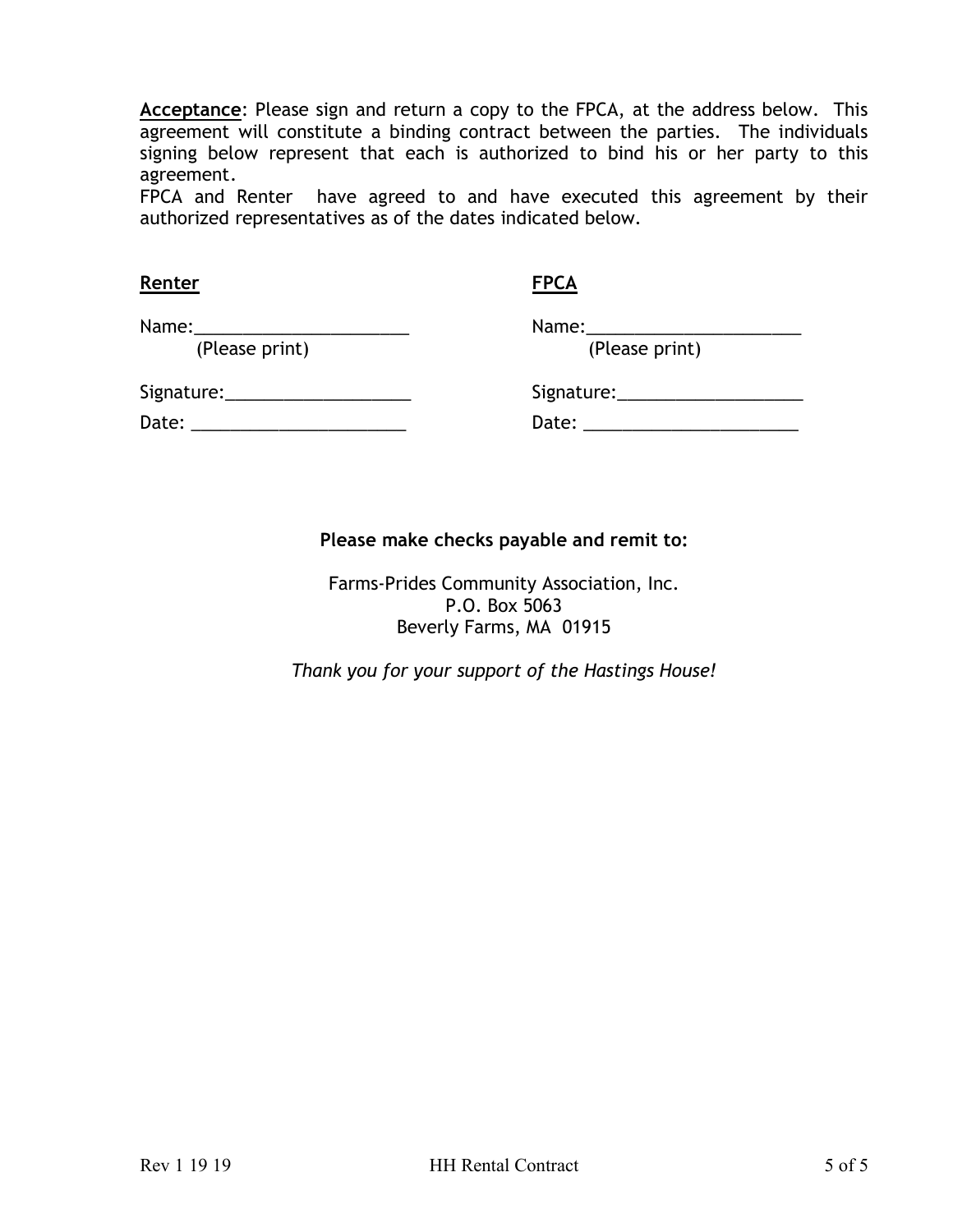**Acceptance**: Please sign and return a copy to the FPCA, at the address below. This agreement will constitute a binding contract between the parties. The individuals signing below represent that each is authorized to bind his or her party to this agreement.

FPCA and Renter have agreed to and have executed this agreement by their authorized representatives as of the dates indicated below.

**Renter**

Name:______________________
(Please print)

Signature:___________________

Date: ______________________

**FPCA**

Name:______________________
(Please print)

Signature:___________________

Date: ______________________

**Please make checks payable and remit to:**

Farms-Prides Community Association, Inc.
P.O. Box 5063
Beverly Farms, MA 01915

*Thank you for your support of the Hastings House!*